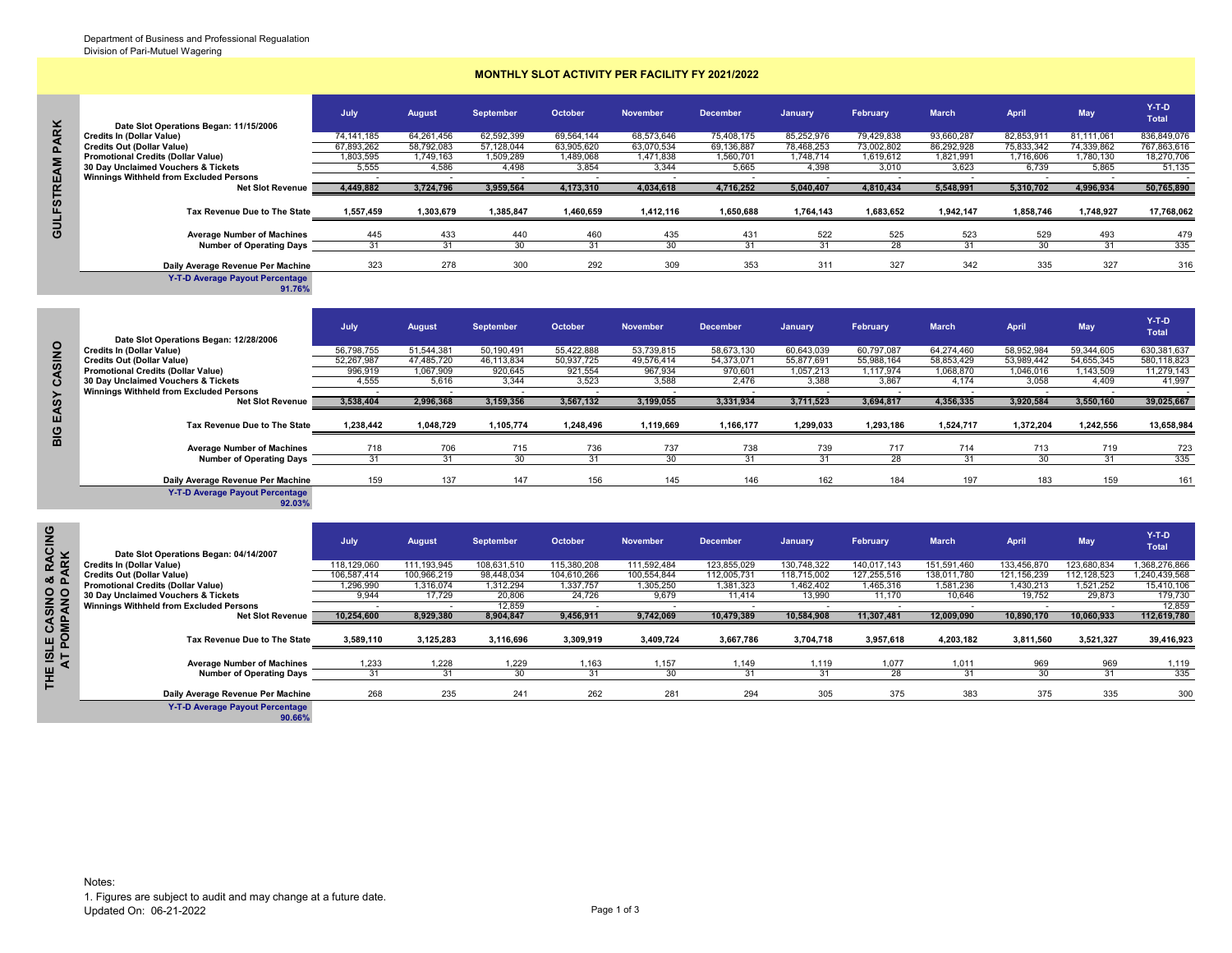Department of Business and Professional Regualation
Division of Pari-Mutuel Wagering

# MONTHLY SLOT ACTIVITY PER FACILITY FY 2021/2022

## GULFSTREAM PARK

| Date Slot Operations Began: 11/15/2006 | July | August | September | October | November | December | January | February | March | April | May | Y-T-D Total |
|---|---|---|---|---|---|---|---|---|---|---|---|---|
| Credits In (Dollar Value) | 74,141,185 | 64,261,456 | 62,592,399 | 69,564,144 | 68,573,646 | 75,408,175 | 85,252,976 | 79,429,838 | 93,660,287 | 82,853,911 | 81,111,061 | 836,849,076 |
| Credits Out (Dollar Value) | 67,893,262 | 58,792,083 | 57,128,044 | 63,905,620 | 63,070,534 | 69,136,887 | 78,468,253 | 73,002,802 | 86,292,928 | 75,833,342 | 74,339,862 | 767,863,616 |
| Promotional Credits (Dollar Value) | 1,803,595 | 1,749,163 | 1,509,289 | 1,489,068 | 1,471,838 | 1,560,701 | 1,748,714 | 1,619,612 | 1,821,991 | 1,716,606 | 1,780,130 | 18,270,706 |
| 30 Day Unclaimed Vouchers & Tickets | 5,555 | 4,586 | 4,498 | 3,854 | 3,344 | 5,665 | 4,398 | 3,010 | 3,623 | 6,739 | 5,865 | 51,135 |
| Winnings Withheld from Excluded Persons | - | - | - | - | - | - | - | - | - | - | - | - |
| **Net Slot Revenue** | **4,449,882** | **3,724,796** | **3,959,564** | **4,173,310** | **4,034,618** | **4,716,252** | **5,040,407** | **4,810,434** | **5,548,991** | **5,310,702** | **4,996,934** | **50,765,890** |
| **Tax Revenue Due to The State** | **1,557,459** | **1,303,679** | **1,385,847** | **1,460,659** | **1,412,116** | **1,650,688** | **1,764,143** | **1,683,652** | **1,942,147** | **1,858,746** | **1,748,927** | **17,768,062** |
| Average Number of Machines | 445 | 433 | 440 | 460 | 435 | 431 | 522 | 525 | 523 | 529 | 493 | 479 |
| Number of Operating Days | 31 | 31 | 30 | 31 | 30 | 31 | 31 | 28 | 31 | 30 | 31 | 335 |
| Daily Average Revenue Per Machine | 323 | 278 | 300 | 292 | 309 | 353 | 311 | 327 | 342 | 335 | 327 | 316 |

**Y-T-D Average Payout Percentage** 91.76%

## BIG EASY CASINO

| Date Slot Operations Began: 12/28/2006 | July | August | September | October | November | December | January | February | March | April | May | Y-T-D Total |
|---|---|---|---|---|---|---|---|---|---|---|---|---|
| Credits In (Dollar Value) | 56,798,755 | 51,544,381 | 50,190,491 | 55,422,888 | 53,739,815 | 58,673,130 | 60,643,039 | 60,797,087 | 64,274,460 | 58,952,984 | 59,344,605 | 630,381,637 |
| Credits Out (Dollar Value) | 52,267,987 | 47,485,720 | 46,113,834 | 50,937,725 | 49,576,414 | 54,373,071 | 55,877,691 | 55,988,164 | 58,853,429 | 53,989,442 | 54,655,345 | 580,118,823 |
| Promotional Credits (Dollar Value) | 996,919 | 1,067,909 | 920,645 | 921,554 | 967,934 | 970,601 | 1,057,213 | 1,117,974 | 1,068,870 | 1,046,016 | 1,143,509 | 11,279,143 |
| 30 Day Unclaimed Vouchers & Tickets | 4,555 | 5,616 | 3,344 | 3,523 | 3,588 | 2,476 | 3,388 | 3,867 | 4,174 | 3,058 | 4,409 | 41,997 |
| Winnings Withheld from Excluded Persons | - | - | - | - | - | - | - | - | - | - | - | - |
| **Net Slot Revenue** | **3,538,404** | **2,996,368** | **3,159,356** | **3,567,132** | **3,199,055** | **3,331,934** | **3,711,523** | **3,694,817** | **4,356,335** | **3,920,584** | **3,550,160** | **39,025,667** |
| **Tax Revenue Due to The State** | **1,238,442** | **1,048,729** | **1,105,774** | **1,248,496** | **1,119,669** | **1,166,177** | **1,299,033** | **1,293,186** | **1,524,717** | **1,372,204** | **1,242,556** | **13,658,984** |
| Average Number of Machines | 718 | 706 | 715 | 736 | 737 | 738 | 739 | 717 | 714 | 713 | 719 | 723 |
| Number of Operating Days | 31 | 31 | 30 | 31 | 30 | 31 | 31 | 28 | 31 | 30 | 31 | 335 |
| Daily Average Revenue Per Machine | 159 | 137 | 147 | 156 | 145 | 146 | 162 | 184 | 197 | 183 | 159 | 161 |

**Y-T-D Average Payout Percentage** 92.03%

## THE ISLE CASINO & RACING AT POMPANO PARK

| Date Slot Operations Began: 04/14/2007 | July | August | September | October | November | December | January | February | March | April | May | Y-T-D Total |
|---|---|---|---|---|---|---|---|---|---|---|---|---|
| Credits In (Dollar Value) | 118,129,060 | 111,193,945 | 108,631,510 | 115,380,208 | 111,592,484 | 123,855,029 | 130,748,322 | 140,017,143 | 151,591,460 | 133,456,870 | 123,680,834 | 1,368,276,866 |
| Credits Out (Dollar Value) | 106,587,414 | 100,966,219 | 98,448,034 | 104,610,266 | 100,554,844 | 112,005,731 | 118,715,002 | 127,255,516 | 138,011,780 | 121,156,239 | 112,128,523 | 1,240,439,568 |
| Promotional Credits (Dollar Value) | 1,296,990 | 1,316,074 | 1,312,294 | 1,337,757 | 1,305,250 | 1,381,323 | 1,462,402 | 1,465,316 | 1,581,236 | 1,430,213 | 1,521,252 | 15,410,106 |
| 30 Day Unclaimed Vouchers & Tickets | 9,944 | 17,729 | 20,806 | 24,726 | 9,679 | 11,414 | 13,990 | 11,170 | 10,646 | 19,752 | 29,873 | 179,730 |
| Winnings Withheld from Excluded Persons | - | - | 12,859 | - | - | - | - | - | - | - | - | 12,859 |
| **Net Slot Revenue** | **10,254,600** | **8,929,380** | **8,904,847** | **9,456,911** | **9,742,069** | **10,479,389** | **10,584,908** | **11,307,481** | **12,009,090** | **10,890,170** | **10,060,933** | **112,619,780** |
| **Tax Revenue Due to The State** | **3,589,110** | **3,125,283** | **3,116,696** | **3,309,919** | **3,409,724** | **3,667,786** | **3,704,718** | **3,957,618** | **4,203,182** | **3,811,560** | **3,521,327** | **39,416,923** |
| Average Number of Machines | 1,233 | 1,228 | 1,229 | 1,163 | 1,157 | 1,149 | 1,119 | 1,077 | 1,011 | 969 | 969 | 1,119 |
| Number of Operating Days | 31 | 31 | 30 | 31 | 30 | 31 | 31 | 28 | 31 | 30 | 31 | 335 |
| Daily Average Revenue Per Machine | 268 | 235 | 241 | 262 | 281 | 294 | 305 | 375 | 383 | 375 | 335 | 300 |

**Y-T-D Average Payout Percentage** 90.66%

Notes:
1. Figures are subject to audit and may change at a future date.
Updated On: 06-21-2022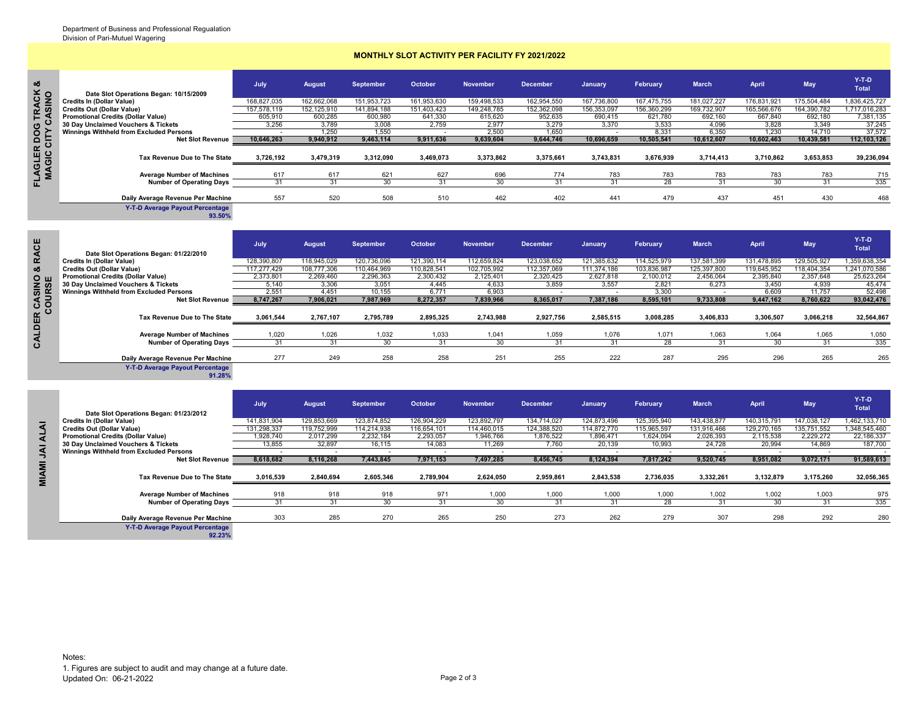Department of Business and Professional Regualation
Division of Pari-Mutuel Wagering

# MONTHLY SLOT ACTIVITY PER FACILITY FY 2021/2022

## FLAGLER DOG TRACK & MAGIC CITY CASINO

| Date Slot Operations Began: 10/15/2009 | July | August | September | October | November | December | January | February | March | April | May | Y-T-D Total |
|---|---|---|---|---|---|---|---|---|---|---|---|---|
| Credits In (Dollar Value) | 168,827,035 | 162,662,068 | 151,953,723 | 161,953,630 | 159,498,533 | 162,954,550 | 167,736,800 | 167,475,755 | 181,027,227 | 176,831,921 | 175,504,484 | 1,836,425,727 |
| Credits Out (Dollar Value) | 157,578,119 | 152,125,910 | 141,894,188 | 151,403,423 | 149,248,785 | 152,362,098 | 156,353,097 | 156,360,299 | 169,732,907 | 165,566,676 | 164,390,782 | 1,717,016,283 |
| Promotional Credits (Dollar Value) | 605,910 | 600,285 | 600,980 | 641,330 | 615,620 | 952,635 | 690,415 | 621,780 | 692,160 | 667,840 | 692,180 | 7,381,135 |
| 30 Day Unclaimed Vouchers & Tickets | 3,256 | 3,789 | 3,008 | 2,759 | 2,977 | 3,279 | 3,370 | 3,533 | 4,096 | 3,828 | 3,349 | 37,245 |
| Winnings Withheld from Excluded Persons | - | 1,250 | 1,550 | - | 2,500 | 1,650 | - | 8,331 | 6,350 | 1,230 | 14,710 | 37,572 |
| **Net Slot Revenue** | **10,646,263** | **9,940,912** | **9,463,114** | **9,911,636** | **9,639,604** | **9,644,746** | **10,696,659** | **10,505,541** | **10,612,607** | **10,602,463** | **10,439,581** | **112,103,126** |
| **Tax Revenue Due to The State** | **3,726,192** | **3,479,319** | **3,312,090** | **3,469,073** | **3,373,862** | **3,375,661** | **3,743,831** | **3,676,939** | **3,714,413** | **3,710,862** | **3,653,853** | **39,236,094** |
| Average Number of Machines | 617 | 617 | 621 | 627 | 696 | 774 | 783 | 783 | 783 | 783 | 783 | 715 |
| Number of Operating Days | 31 | 31 | 30 | 31 | 30 | 31 | 31 | 28 | 31 | 30 | 31 | 335 |
| Daily Average Revenue Per Machine | 557 | 520 | 508 | 510 | 462 | 402 | 441 | 479 | 437 | 451 | 430 | 468 |

Y-T-D Average Payout Percentage: 93.50%

## CALDER CASINO & RACE COURSE

| Date Slot Operations Began: 01/22/2010 | July | August | September | October | November | December | January | February | March | April | May | Y-T-D Total |
|---|---|---|---|---|---|---|---|---|---|---|---|---|
| Credits In (Dollar Value) | 128,390,807 | 118,945,029 | 120,736,096 | 121,390,114 | 112,659,824 | 123,038,652 | 121,385,632 | 114,525,979 | 137,581,399 | 131,478,895 | 129,505,927 | 1,359,638,354 |
| Credits Out (Dollar Value) | 117,277,429 | 108,777,306 | 110,464,969 | 110,828,541 | 102,705,992 | 112,357,069 | 111,374,186 | 103,836,987 | 125,397,800 | 119,645,952 | 118,404,354 | 1,241,070,586 |
| Promotional Credits (Dollar Value) | 2,373,801 | 2,269,460 | 2,296,363 | 2,300,432 | 2,125,401 | 2,320,425 | 2,627,818 | 2,100,012 | 2,456,064 | 2,395,840 | 2,357,648 | 25,623,264 |
| 30 Day Unclaimed Vouchers & Tickets | 5,140 | 3,306 | 3,051 | 4,445 | 4,633 | 3,859 | 3,557 | 2,821 | 6,273 | 3,450 | 4,939 | 45,474 |
| Winnings Withheld from Excluded Persons | 2,551 | 4,451 | 10,155 | 6,771 | 6,903 | - | - | 3,300 | - | 6,609 | 11,757 | 52,498 |
| **Net Slot Revenue** | **8,747,267** | **7,906,021** | **7,987,969** | **8,272,357** | **7,839,966** | **8,365,017** | **7,387,186** | **8,595,101** | **9,733,808** | **9,447,162** | **8,760,622** | **93,042,476** |
| **Tax Revenue Due to The State** | **3,061,544** | **2,767,107** | **2,795,789** | **2,895,325** | **2,743,988** | **2,927,756** | **2,585,515** | **3,008,285** | **3,406,833** | **3,306,507** | **3,066,218** | **32,564,867** |
| Average Number of Machines | 1,020 | 1,026 | 1,032 | 1,033 | 1,041 | 1,059 | 1,076 | 1,071 | 1,063 | 1,064 | 1,065 | 1,050 |
| Number of Operating Days | 31 | 31 | 30 | 31 | 30 | 31 | 31 | 28 | 31 | 30 | 31 | 335 |
| Daily Average Revenue Per Machine | 277 | 249 | 258 | 258 | 251 | 255 | 222 | 287 | 295 | 296 | 265 | 265 |

Y-T-D Average Payout Percentage: 91.28%

## MIAMI JAI ALAI

| Date Slot Operations Began: 01/23/2012 | July | August | September | October | November | December | January | February | March | April | May | Y-T-D Total |
|---|---|---|---|---|---|---|---|---|---|---|---|---|
| Credits In (Dollar Value) | 141,831,904 | 129,853,669 | 123,874,852 | 126,904,229 | 123,892,797 | 134,714,027 | 124,873,496 | 125,395,940 | 143,438,877 | 140,315,791 | 147,038,127 | 1,462,133,710 |
| Credits Out (Dollar Value) | 131,298,337 | 119,752,999 | 114,214,938 | 116,654,101 | 114,460,015 | 124,388,520 | 114,872,770 | 115,965,597 | 131,916,466 | 129,270,165 | 135,751,552 | 1,348,545,460 |
| Promotional Credits (Dollar Value) | 1,928,740 | 2,017,299 | 2,232,184 | 2,293,057 | 1,946,766 | 1,876,522 | 1,896,471 | 1,624,094 | 2,026,393 | 2,115,538 | 2,229,272 | 22,186,337 |
| 30 Day Unclaimed Vouchers & Tickets | 13,855 | 32,897 | 16,115 | 14,083 | 11,269 | 7,760 | 20,139 | 10,993 | 24,728 | 20,994 | 14,869 | 187,700 |
| Winnings Withheld from Excluded Persons | - | - | - | - | - | - | - | - | - | - | - | - |
| **Net Slot Revenue** | **8,618,682** | **8,116,268** | **7,443,845** | **7,971,153** | **7,497,285** | **8,456,745** | **8,124,394** | **7,817,242** | **9,520,745** | **8,951,082** | **9,072,171** | **91,589,613** |
| **Tax Revenue Due to The State** | **3,016,539** | **2,840,694** | **2,605,346** | **2,789,904** | **2,624,050** | **2,959,861** | **2,843,538** | **2,736,035** | **3,332,261** | **3,132,879** | **3,175,260** | **32,056,365** |
| Average Number of Machines | 918 | 918 | 918 | 971 | 1,000 | 1,000 | 1,000 | 1,000 | 1,002 | 1,002 | 1,003 | 975 |
| Number of Operating Days | 31 | 31 | 30 | 31 | 30 | 31 | 31 | 28 | 31 | 30 | 31 | 335 |
| Daily Average Revenue Per Machine | 303 | 285 | 270 | 265 | 250 | 273 | 262 | 279 | 307 | 298 | 292 | 280 |

Y-T-D Average Payout Percentage: 92.23%

Notes:
1. Figures are subject to audit and may change at a future date.
Updated On: 06-21-2022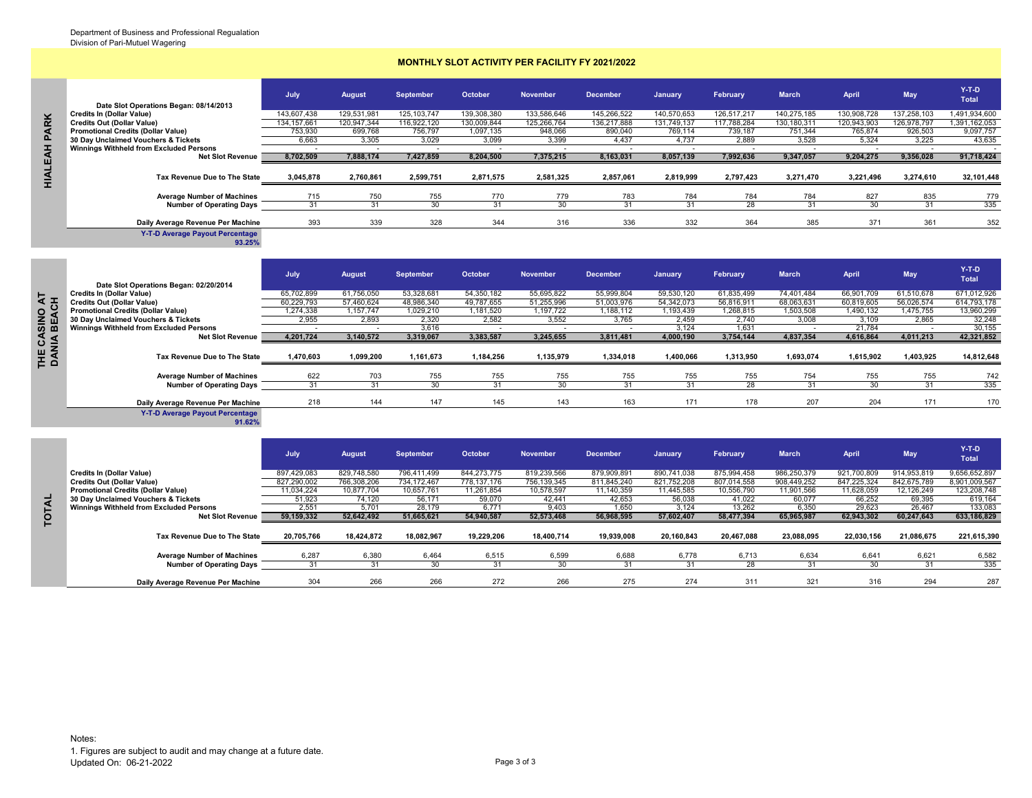Department of Business and Professional Regualation
Division of Pari-Mutuel Wagering

## MONTHLY SLOT ACTIVITY PER FACILITY FY 2021/2022

### HIALEAH PARK

| Date Slot Operations Began: 08/14/2013 | July | August | September | October | November | December | January | February | March | April | May | Y-T-D Total |
|---|---|---|---|---|---|---|---|---|---|---|---|---|
| Credits In (Dollar Value) | 143,607,438 | 129,531,981 | 125,103,747 | 139,308,380 | 133,586,646 | 145,266,522 | 140,570,653 | 126,517,217 | 140,275,185 | 130,908,728 | 137,258,103 | 1,491,934,600 |
| Credits Out (Dollar Value) | 134,157,661 | 120,947,344 | 116,922,120 | 130,009,844 | 125,266,764 | 136,217,888 | 131,749,137 | 117,788,284 | 130,180,311 | 120,943,903 | 126,978,797 | 1,391,162,053 |
| Promotional Credits (Dollar Value) | 753,930 | 699,768 | 756,797 | 1,097,135 | 948,066 | 890,040 | 769,114 | 739,187 | 751,344 | 765,874 | 926,503 | 9,097,757 |
| 30 Day Unclaimed Vouchers & Tickets | 6,663 | 3,305 | 3,029 | 3,099 | 3,399 | 4,437 | 4,737 | 2,889 | 3,528 | 5,324 | 3,225 | 43,635 |
| Winnings Withheld from Excluded Persons | - | - | - | - | - | - | - | - | - | - | - | - |
| **Net Slot Revenue** | **8,702,509** | **7,888,174** | **7,427,859** | **8,204,500** | **7,375,215** | **8,163,031** | **8,057,139** | **7,992,636** | **9,347,057** | **9,204,275** | **9,356,028** | **91,718,424** |
| **Tax Revenue Due to The State** | **3,045,878** | **2,760,861** | **2,599,751** | **2,871,575** | **2,581,325** | **2,857,061** | **2,819,999** | **2,797,423** | **3,271,470** | **3,221,496** | **3,274,610** | **32,101,448** |
| **Average Number of Machines** | 715 | 750 | 755 | 770 | 779 | 783 | 784 | 784 | 784 | 827 | 835 | 779 |
| **Number of Operating Days** | 31 | 31 | 30 | 31 | 30 | 31 | 31 | 28 | 31 | 30 | 31 | 335 |
| **Daily Average Revenue Per Machine** | 393 | 339 | 328 | 344 | 316 | 336 | 332 | 364 | 385 | 371 | 361 | 352 |

**Y-T-D Average Payout Percentage**
**93.25%**

### THE CASINO AT DANIA BEACH

| Date Slot Operations Began: 02/20/2014 | July | August | September | October | November | December | January | February | March | April | May | Y-T-D Total |
|---|---|---|---|---|---|---|---|---|---|---|---|---|
| Credits In (Dollar Value) | 65,702,899 | 61,756,050 | 53,328,681 | 54,350,182 | 55,695,822 | 55,999,804 | 59,530,120 | 61,835,499 | 74,401,484 | 66,901,709 | 61,510,678 | 671,012,926 |
| Credits Out (Dollar Value) | 60,229,793 | 57,460,624 | 48,986,340 | 49,787,655 | 51,255,996 | 51,003,976 | 54,342,073 | 56,816,911 | 68,063,631 | 60,819,605 | 56,026,574 | 614,793,178 |
| Promotional Credits (Dollar Value) | 1,274,338 | 1,157,747 | 1,029,210 | 1,181,520 | 1,197,722 | 1,188,112 | 1,193,439 | 1,268,815 | 1,503,508 | 1,490,132 | 1,475,755 | 13,960,299 |
| 30 Day Unclaimed Vouchers & Tickets | 2,955 | 2,893 | 2,320 | 2,582 | 3,552 | 3,765 | 2,459 | 2,740 | 3,008 | 3,109 | 2,865 | 32,248 |
| Winnings Withheld from Excluded Persons | - | - | 3,616 | - | - | - | 3,124 | 1,631 | - | 21,784 | - | 30,155 |
| **Net Slot Revenue** | **4,201,724** | **3,140,572** | **3,319,067** | **3,383,587** | **3,245,655** | **3,811,481** | **4,000,190** | **3,754,144** | **4,837,354** | **4,616,864** | **4,011,213** | **42,321,852** |
| **Tax Revenue Due to The State** | **1,470,603** | **1,099,200** | **1,161,673** | **1,184,256** | **1,135,979** | **1,334,018** | **1,400,066** | **1,313,950** | **1,693,074** | **1,615,902** | **1,403,925** | **14,812,648** |
| **Average Number of Machines** | 622 | 703 | 755 | 755 | 755 | 755 | 755 | 755 | 754 | 755 | 755 | 742 |
| **Number of Operating Days** | 31 | 31 | 30 | 31 | 30 | 31 | 31 | 28 | 31 | 30 | 31 | 335 |
| **Daily Average Revenue Per Machine** | 218 | 144 | 147 | 145 | 143 | 163 | 171 | 178 | 207 | 204 | 171 | 170 |

**Y-T-D Average Payout Percentage**
**91.62%**

### TOTAL

| | July | August | September | October | November | December | January | February | March | April | May | Y-T-D Total |
|---|---|---|---|---|---|---|---|---|---|---|---|---|
| Credits In (Dollar Value) | 897,429,083 | 829,748,580 | 796,411,499 | 844,273,775 | 819,239,566 | 879,909,891 | 890,741,038 | 875,994,458 | 986,250,379 | 921,700,809 | 914,953,819 | 9,656,652,897 |
| Credits Out (Dollar Value) | 827,290,002 | 766,308,206 | 734,172,467 | 778,137,176 | 756,139,345 | 811,845,240 | 821,752,208 | 807,014,558 | 908,449,252 | 847,225,324 | 842,675,789 | 8,901,009,567 |
| Promotional Credits (Dollar Value) | 11,034,224 | 10,877,704 | 10,657,761 | 11,261,854 | 10,578,597 | 11,140,359 | 11,445,585 | 10,556,790 | 11,901,566 | 11,628,059 | 12,126,249 | 123,208,748 |
| 30 Day Unclaimed Vouchers & Tickets | 51,923 | 74,120 | 56,171 | 59,070 | 42,441 | 42,653 | 56,038 | 41,022 | 60,077 | 66,252 | 69,395 | 619,164 |
| Winnings Withheld from Excluded Persons | 2,551 | 5,701 | 28,179 | 6,771 | 9,403 | 1,650 | 3,124 | 13,262 | 6,350 | 29,623 | 26,467 | 133,083 |
| **Net Slot Revenue** | **59,159,332** | **52,642,492** | **51,665,621** | **54,940,587** | **52,573,468** | **56,968,595** | **57,602,407** | **58,477,394** | **65,965,987** | **62,943,302** | **60,247,643** | **633,186,829** |
| **Tax Revenue Due to The State** | **20,705,766** | **18,424,872** | **18,082,967** | **19,229,206** | **18,400,714** | **19,939,008** | **20,160,843** | **20,467,088** | **23,088,095** | **22,030,156** | **21,086,675** | **221,615,390** |
| **Average Number of Machines** | 6,287 | 6,380 | 6,464 | 6,515 | 6,599 | 6,688 | 6,778 | 6,713 | 6,634 | 6,641 | 6,621 | 6,582 |
| **Number of Operating Days** | 31 | 31 | 30 | 31 | 30 | 31 | 31 | 28 | 31 | 30 | 31 | 335 |
| **Daily Average Revenue Per Machine** | 304 | 266 | 266 | 272 | 266 | 275 | 274 | 311 | 321 | 316 | 294 | 287 |

Notes:
1. Figures are subject to audit and may change at a future date.
Updated On: 06-21-2022